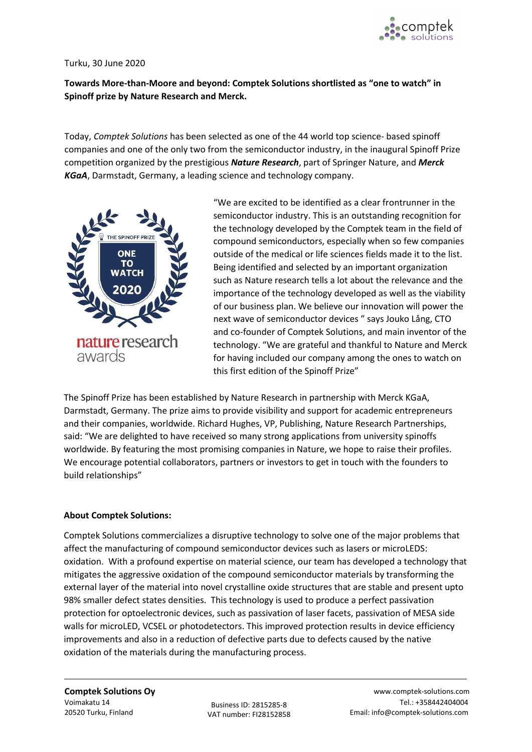Turku, 30 June 2020

**Towards More-than-Moore and beyond: Comptek Solutions shortlisted as "one to watch" in Spinoff prize by Nature Research and Merck.**

Today, *Comptek Solutions* has been selected as one of the 44 world top science- based spinoff companies and one of the only two from the semiconductor industry, in the inaugural Spinoff Prize competition organized by the prestigious ***Nature Research***, part of Springer Nature, and ***Merck KGaA***, Darmstadt, Germany, a leading science and technology company.

THE SPINOFF PRIZE

ONE TO WATCH 2020

nature research awards

"We are excited to be identified as a clear frontrunner in the semiconductor industry. This is an outstanding recognition for the technology developed by the Comptek team in the field of compound semiconductors, especially when so few companies outside of the medical or life sciences fields made it to the list. Being identified and selected by an important organization such as Nature research tells a lot about the relevance and the importance of the technology developed as well as the viability of our business plan. We believe our innovation will power the next wave of semiconductor devices " says Jouko Lång, CTO and co-founder of Comptek Solutions, and main inventor of the technology. "We are grateful and thankful to Nature and Merck for having included our company among the ones to watch on this first edition of the Spinoff Prize"

The Spinoff Prize has been established by Nature Research in partnership with Merck KGaA, Darmstadt, Germany. The prize aims to provide visibility and support for academic entrepreneurs and their companies, worldwide. Richard Hughes, VP, Publishing, Nature Research Partnerships, said: "We are delighted to have received so many strong applications from university spinoffs worldwide. By featuring the most promising companies in Nature, we hope to raise their profiles. We encourage potential collaborators, partners or investors to get in touch with the founders to build relationships"

**About Comptek Solutions:**

Comptek Solutions commercializes a disruptive technology to solve one of the major problems that affect the manufacturing of compound semiconductor devices such as lasers or microLEDS: oxidation. With a profound expertise on material science, our team has developed a technology that mitigates the aggressive oxidation of the compound semiconductor materials by transforming the external layer of the material into novel crystalline oxide structures that are stable and present upto 98% smaller defect states densities. This technology is used to produce a perfect passivation protection for optoelectronic devices, such as passivation of laser facets, passivation of MESA side walls for microLED, VCSEL or photodetectors. This improved protection results in device efficiency improvements and also in a reduction of defective parts due to defects caused by the native oxidation of the materials during the manufacturing process.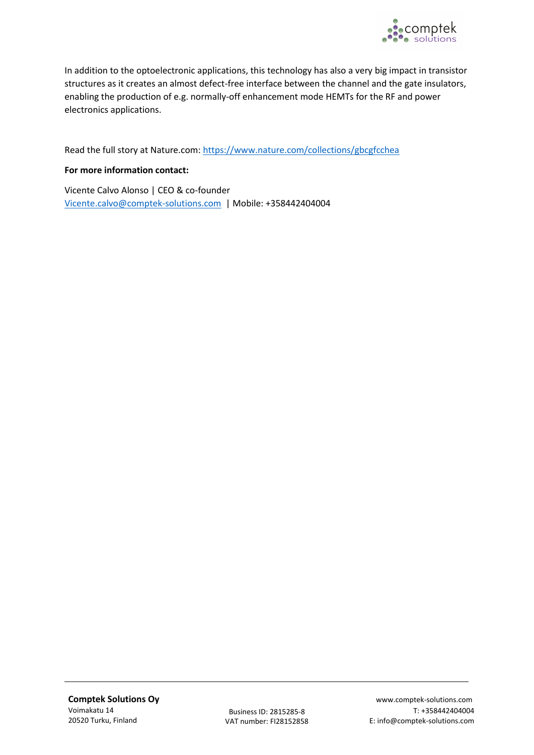In addition to the optoelectronic applications, this technology has also a very big impact in transistor structures as it creates an almost defect-free interface between the channel and the gate insulators, enabling the production of e.g. normally-off enhancement mode HEMTs for the RF and power electronics applications.

Read the full story at Nature.com: https://www.nature.com/collections/gbcgfcchea

**For more information contact:**

Vicente Calvo Alonso | CEO & co-founder
Vicente.calvo@comptek-solutions.com | Mobile: +358442404004

**Comptek Solutions Oy**
Voimakatu 14
20520 Turku, Finland

Business ID: 2815285-8
VAT number: FI28152858

www.comptek-solutions.com
T: +358442404004
E: info@comptek-solutions.com